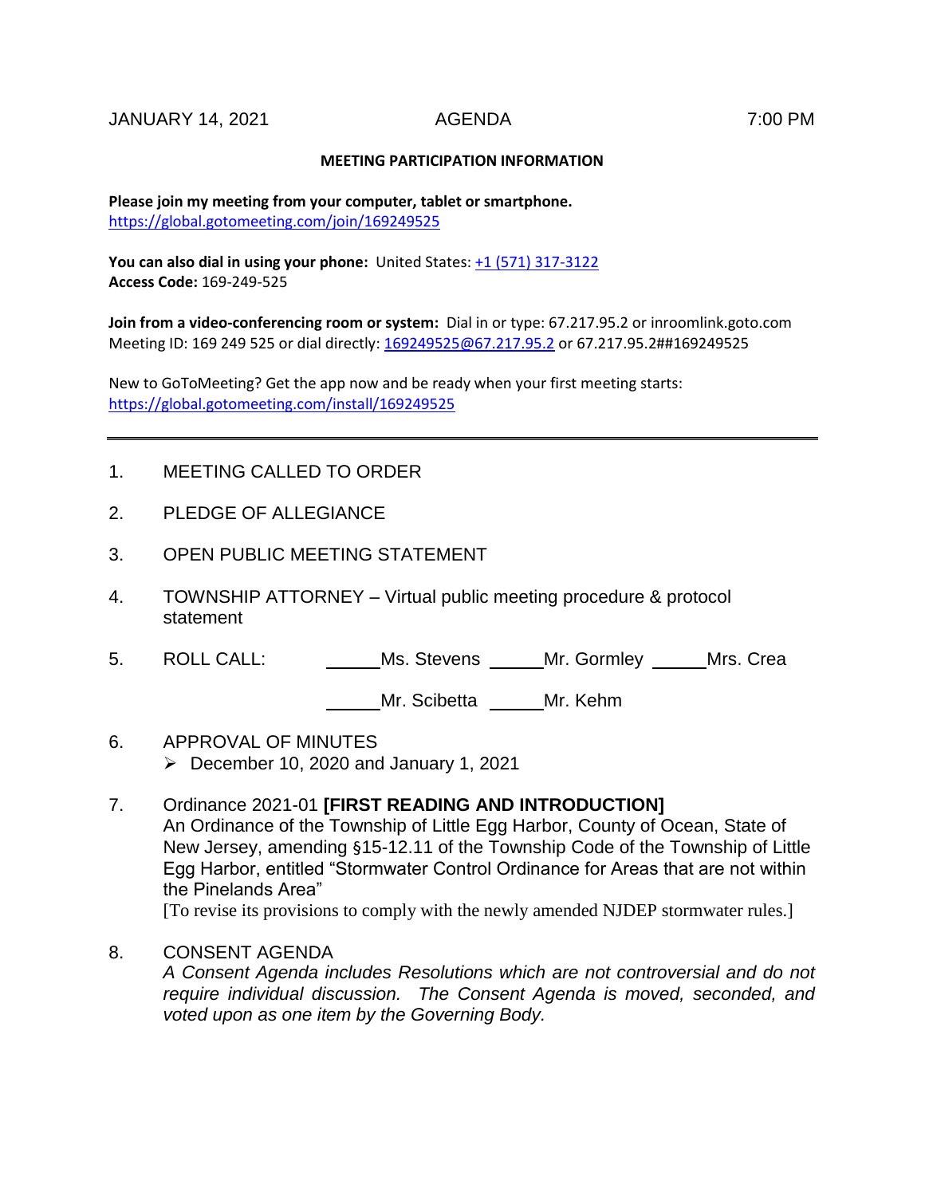JANUARY 14, 2021 AGENDA 7:00 PM

**MEETING PARTICIPATION INFORMATION**

**Please join my meeting from your computer, tablet or smartphone.**
https://global.gotomeeting.com/join/169249525

**You can also dial in using your phone:** United States: +1 (571) 317-3122
**Access Code:** 169-249-525

**Join from a video-conferencing room or system:** Dial in or type: 67.217.95.2 or inroomlink.goto.com
Meeting ID: 169 249 525 or dial directly: 169249525@67.217.95.2 or 67.217.95.2##169249525

New to GoToMeeting? Get the app now and be ready when your first meeting starts:
https://global.gotomeeting.com/install/169249525

---

1. MEETING CALLED TO ORDER

2. PLEDGE OF ALLEGIANCE

3. OPEN PUBLIC MEETING STATEMENT

4. TOWNSHIP ATTORNEY – Virtual public meeting procedure & protocol statement

5. ROLL CALL: \_\_\_\_\_\_Ms. Stevens \_\_\_\_\_\_Mr. Gormley \_\_\_\_\_\_Mrs. Crea

   \_\_\_\_\_\_Mr. Scibetta \_\_\_\_\_\_Mr. Kehm

6. APPROVAL OF MINUTES
   - December 10, 2020 and January 1, 2021

7. Ordinance 2021-01 **[FIRST READING AND INTRODUCTION]**
   An Ordinance of the Township of Little Egg Harbor, County of Ocean, State of New Jersey, amending §15-12.11 of the Township Code of the Township of Little Egg Harbor, entitled "Stormwater Control Ordinance for Areas that are not within the Pinelands Area"
   [To revise its provisions to comply with the newly amended NJDEP stormwater rules.]

8. CONSENT AGENDA
   *A Consent Agenda includes Resolutions which are not controversial and do not require individual discussion. The Consent Agenda is moved, seconded, and voted upon as one item by the Governing Body.*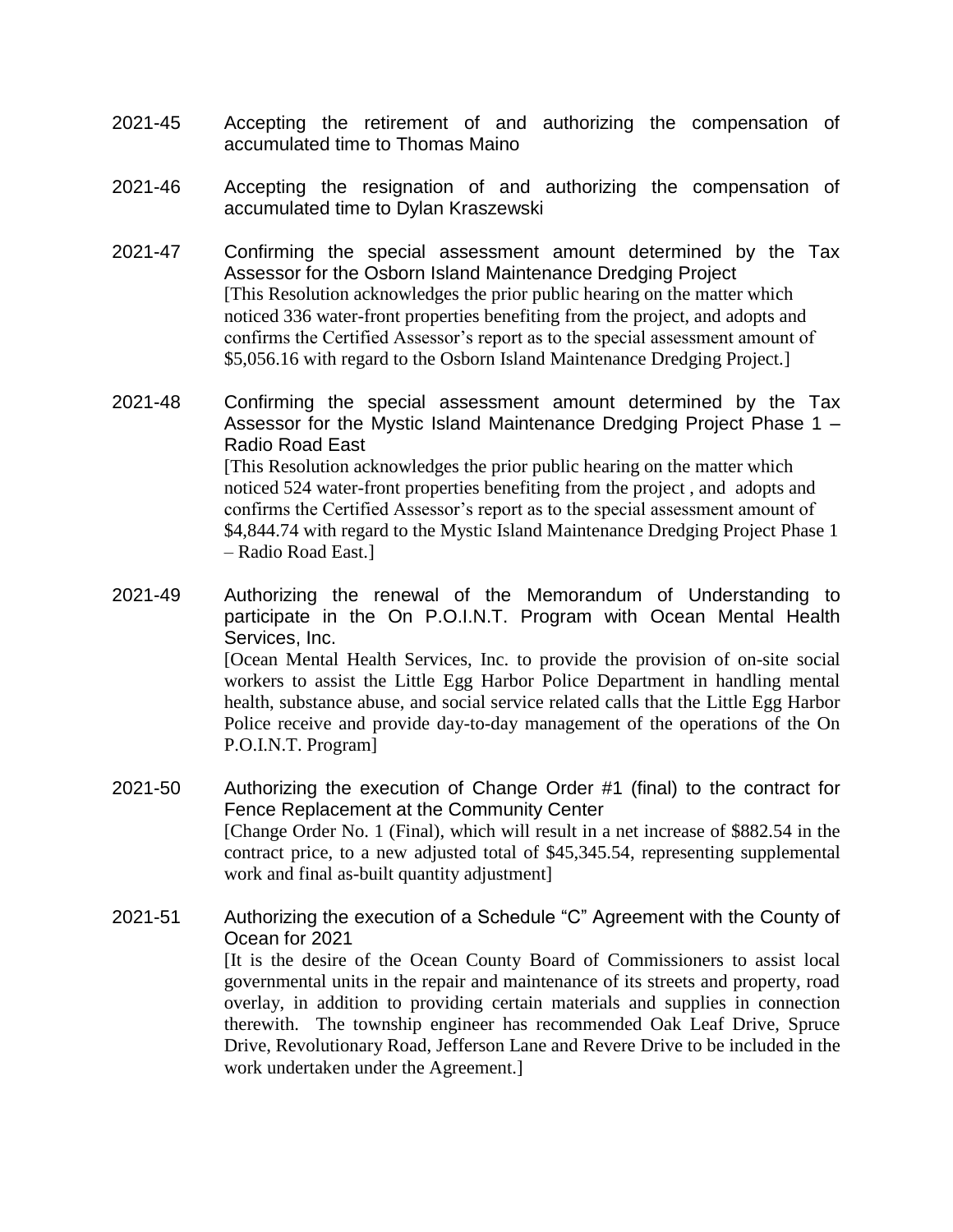2021-45 Accepting the retirement of and authorizing the compensation of accumulated time to Thomas Maino

2021-46 Accepting the resignation of and authorizing the compensation of accumulated time to Dylan Kraszewski

2021-47 Confirming the special assessment amount determined by the Tax Assessor for the Osborn Island Maintenance Dredging Project

[This Resolution acknowledges the prior public hearing on the matter which noticed 336 water-front properties benefiting from the project, and adopts and confirms the Certified Assessor's report as to the special assessment amount of $5,056.16 with regard to the Osborn Island Maintenance Dredging Project.]

2021-48 Confirming the special assessment amount determined by the Tax Assessor for the Mystic Island Maintenance Dredging Project Phase 1 – Radio Road East

[This Resolution acknowledges the prior public hearing on the matter which noticed 524 water-front properties benefiting from the project , and adopts and confirms the Certified Assessor's report as to the special assessment amount of $4,844.74 with regard to the Mystic Island Maintenance Dredging Project Phase 1 – Radio Road East.]

2021-49 Authorizing the renewal of the Memorandum of Understanding to participate in the On P.O.I.N.T. Program with Ocean Mental Health Services, Inc.

[Ocean Mental Health Services, Inc. to provide the provision of on-site social workers to assist the Little Egg Harbor Police Department in handling mental health, substance abuse, and social service related calls that the Little Egg Harbor Police receive and provide day-to-day management of the operations of the On P.O.I.N.T. Program]

2021-50 Authorizing the execution of Change Order #1 (final) to the contract for Fence Replacement at the Community Center

[Change Order No. 1 (Final), which will result in a net increase of $882.54 in the contract price, to a new adjusted total of $45,345.54, representing supplemental work and final as-built quantity adjustment]

2021-51 Authorizing the execution of a Schedule "C" Agreement with the County of Ocean for 2021

[It is the desire of the Ocean County Board of Commissioners to assist local governmental units in the repair and maintenance of its streets and property, road overlay, in addition to providing certain materials and supplies in connection therewith. The township engineer has recommended Oak Leaf Drive, Spruce Drive, Revolutionary Road, Jefferson Lane and Revere Drive to be included in the work undertaken under the Agreement.]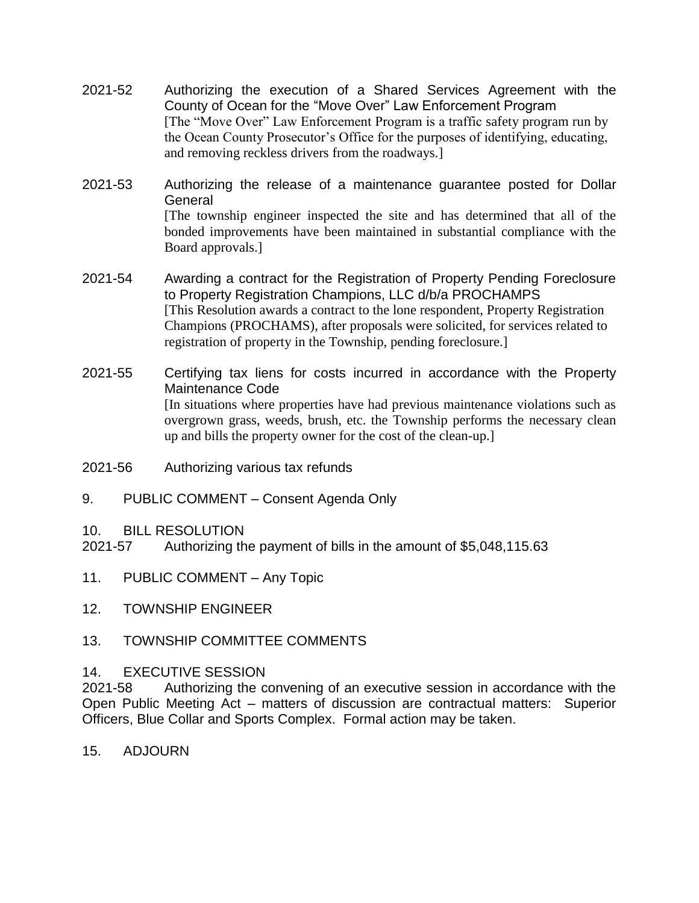2021-52 Authorizing the execution of a Shared Services Agreement with the County of Ocean for the "Move Over" Law Enforcement Program
[The "Move Over" Law Enforcement Program is a traffic safety program run by the Ocean County Prosecutor's Office for the purposes of identifying, educating, and removing reckless drivers from the roadways.]

2021-53 Authorizing the release of a maintenance guarantee posted for Dollar General
[The township engineer inspected the site and has determined that all of the bonded improvements have been maintained in substantial compliance with the Board approvals.]

2021-54 Awarding a contract for the Registration of Property Pending Foreclosure to Property Registration Champions, LLC d/b/a PROCHAMPS
[This Resolution awards a contract to the lone respondent, Property Registration Champions (PROCHAMS), after proposals were solicited, for services related to registration of property in the Township, pending foreclosure.]

2021-55 Certifying tax liens for costs incurred in accordance with the Property Maintenance Code
[In situations where properties have had previous maintenance violations such as overgrown grass, weeds, brush, etc. the Township performs the necessary clean up and bills the property owner for the cost of the clean-up.]

2021-56 Authorizing various tax refunds

9. PUBLIC COMMENT – Consent Agenda Only

10. BILL RESOLUTION
2021-57 Authorizing the payment of bills in the amount of $5,048,115.63

11. PUBLIC COMMENT – Any Topic

12. TOWNSHIP ENGINEER

13. TOWNSHIP COMMITTEE COMMENTS

14. EXECUTIVE SESSION
2021-58 Authorizing the convening of an executive session in accordance with the Open Public Meeting Act – matters of discussion are contractual matters: Superior Officers, Blue Collar and Sports Complex. Formal action may be taken.

15. ADJOURN